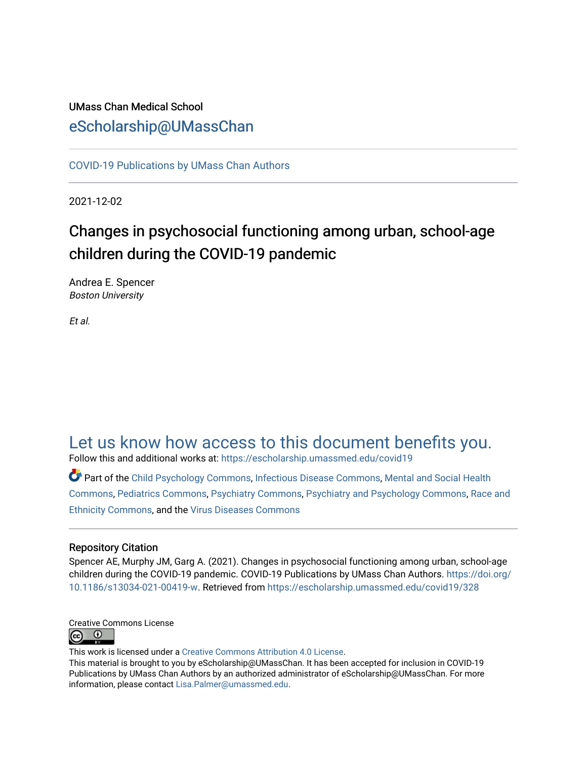UMass Chan Medical School

# eScholarship@UMassChan

COVID-19 Publications by UMass Chan Authors

2021-12-02

## Changes in psychosocial functioning among urban, school-age children during the COVID-19 pandemic

Andrea E. Spencer
*Boston University*

*Et al.*

## Let us know how access to this document benefits you.

Follow this and additional works at: https://escholarship.umassmed.edu/covid19

Part of the Child Psychology Commons, Infectious Disease Commons, Mental and Social Health Commons, Pediatrics Commons, Psychiatry Commons, Psychiatry and Psychology Commons, Race and Ethnicity Commons, and the Virus Diseases Commons

### Repository Citation

Spencer AE, Murphy JM, Garg A. (2021). Changes in psychosocial functioning among urban, school-age children during the COVID-19 pandemic. COVID-19 Publications by UMass Chan Authors. https://doi.org/10.1186/s13034-021-00419-w. Retrieved from https://escholarship.umassmed.edu/covid19/328

Creative Commons License

This work is licensed under a Creative Commons Attribution 4.0 License.
This material is brought to you by eScholarship@UMassChan. It has been accepted for inclusion in COVID-19 Publications by UMass Chan Authors by an authorized administrator of eScholarship@UMassChan. For more information, please contact Lisa.Palmer@umassmed.edu.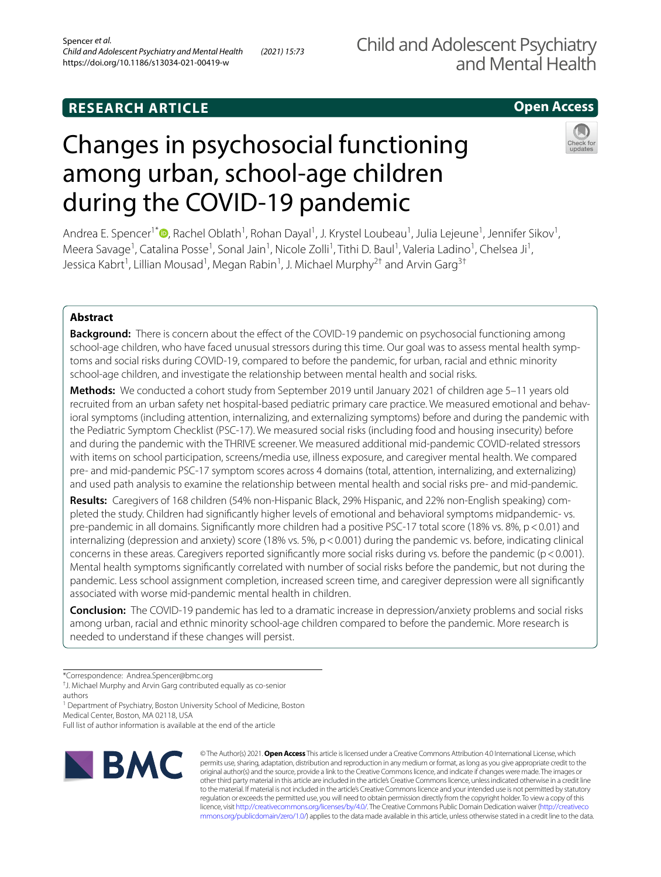RESEARCH ARTICLE

Open Access

# Changes in psychosocial functioning among urban, school-age children during the COVID-19 pandemic

Andrea E. Spencer[1*], Rachel Oblath[1], Rohan Dayal[1], J. Krystel Loubeau[1], Julia Lejeune[1], Jennifer Sikov[1], Meera Savage[1], Catalina Posse[1], Sonal Jain[1], Nicole Zolli[1], Tithi D. Baul[1], Valeria Ladino[1], Chelsea Ji[1], Jessica Kabrt[1], Lillian Mousad[1], Megan Rabin[1], J. Michael Murphy[2†] and Arvin Garg[3†]

## Abstract

**Background:** There is concern about the effect of the COVID-19 pandemic on psychosocial functioning among school-age children, who have faced unusual stressors during this time. Our goal was to assess mental health symptoms and social risks during COVID-19, compared to before the pandemic, for urban, racial and ethnic minority school-age children, and investigate the relationship between mental health and social risks.

**Methods:** We conducted a cohort study from September 2019 until January 2021 of children age 5–11 years old recruited from an urban safety net hospital-based pediatric primary care practice. We measured emotional and behavioral symptoms (including attention, internalizing, and externalizing symptoms) before and during the pandemic with the Pediatric Symptom Checklist (PSC-17). We measured social risks (including food and housing insecurity) before and during the pandemic with the THRIVE screener. We measured additional mid-pandemic COVID-related stressors with items on school participation, screens/media use, illness exposure, and caregiver mental health. We compared pre- and mid-pandemic PSC-17 symptom scores across 4 domains (total, attention, internalizing, and externalizing) and used path analysis to examine the relationship between mental health and social risks pre- and mid-pandemic.

**Results:** Caregivers of 168 children (54% non-Hispanic Black, 29% Hispanic, and 22% non-English speaking) completed the study. Children had significantly higher levels of emotional and behavioral symptoms midpandemic- vs. pre-pandemic in all domains. Significantly more children had a positive PSC-17 total score (18% vs. 8%, $p < 0.01$) and internalizing (depression and anxiety) score (18% vs. 5%, $p < 0.001$) during the pandemic vs. before, indicating clinical concerns in these areas. Caregivers reported significantly more social risks during vs. before the pandemic ($p < 0.001$). Mental health symptoms significantly correlated with number of social risks before the pandemic, but not during the pandemic. Less school assignment completion, increased screen time, and caregiver depression were all significantly associated with worse mid-pandemic mental health in children.

**Conclusion:** The COVID-19 pandemic has led to a dramatic increase in depression/anxiety problems and social risks among urban, racial and ethnic minority school-age children compared to before the pandemic. More research is needed to understand if these changes will persist.

*Correspondence: Andrea.Spencer@bmc.org

[†]J. Michael Murphy and Arvin Garg contributed equally as co-senior authors

[1] Department of Psychiatry, Boston University School of Medicine, Boston Medical Center, Boston, MA 02118, USA

Full list of author information is available at the end of the article

© The Author(s) 2021. **Open Access** This article is licensed under a Creative Commons Attribution 4.0 International License, which permits use, sharing, adaptation, distribution and reproduction in any medium or format, as long as you give appropriate credit to the original author(s) and the source, provide a link to the Creative Commons licence, and indicate if changes were made. The images or other third party material in this article are included in the article's Creative Commons licence, unless indicated otherwise in a credit line to the material. If material is not included in the article's Creative Commons licence and your intended use is not permitted by statutory regulation or exceeds the permitted use, you will need to obtain permission directly from the copyright holder. To view a copy of this licence, visit http://creativecommons.org/licenses/by/4.0/. The Creative Commons Public Domain Dedication waiver (http://creativecommons.org/publicdomain/zero/1.0/) applies to the data made available in this article, unless otherwise stated in a credit line to the data.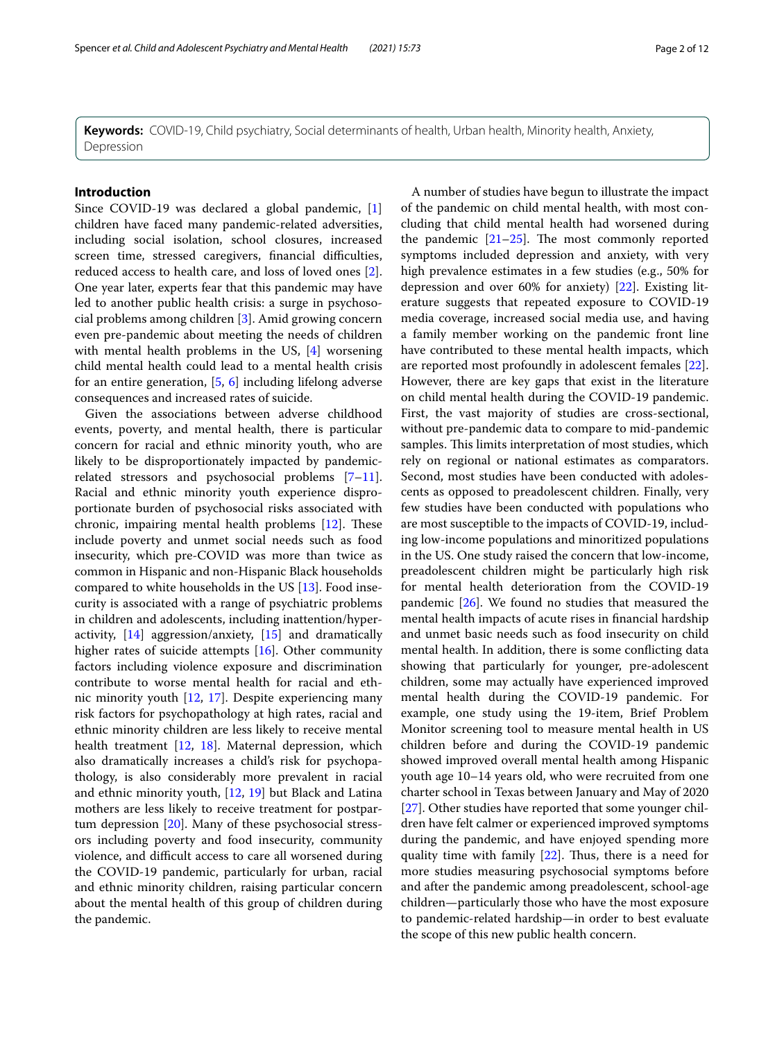**Keywords:** COVID-19, Child psychiatry, Social determinants of health, Urban health, Minority health, Anxiety, Depression

## Introduction

Since COVID-19 was declared a global pandemic, [1] children have faced many pandemic-related adversities, including social isolation, school closures, increased screen time, stressed caregivers, financial difficulties, reduced access to health care, and loss of loved ones [2]. One year later, experts fear that this pandemic may have led to another public health crisis: a surge in psychosocial problems among children [3]. Amid growing concern even pre-pandemic about meeting the needs of children with mental health problems in the US, [4] worsening child mental health could lead to a mental health crisis for an entire generation, [5, 6] including lifelong adverse consequences and increased rates of suicide.

Given the associations between adverse childhood events, poverty, and mental health, there is particular concern for racial and ethnic minority youth, who are likely to be disproportionately impacted by pandemic-related stressors and psychosocial problems [7–11]. Racial and ethnic minority youth experience disproportionate burden of psychosocial risks associated with chronic, impairing mental health problems [12]. These include poverty and unmet social needs such as food insecurity, which pre-COVID was more than twice as common in Hispanic and non-Hispanic Black households compared to white households in the US [13]. Food insecurity is associated with a range of psychiatric problems in children and adolescents, including inattention/hyperactivity, [14] aggression/anxiety, [15] and dramatically higher rates of suicide attempts [16]. Other community factors including violence exposure and discrimination contribute to worse mental health for racial and ethnic minority youth [12, 17]. Despite experiencing many risk factors for psychopathology at high rates, racial and ethnic minority children are less likely to receive mental health treatment [12, 18]. Maternal depression, which also dramatically increases a child's risk for psychopathology, is also considerably more prevalent in racial and ethnic minority youth, [12, 19] but Black and Latina mothers are less likely to receive treatment for postpartum depression [20]. Many of these psychosocial stressors including poverty and food insecurity, community violence, and difficult access to care all worsened during the COVID-19 pandemic, particularly for urban, racial and ethnic minority children, raising particular concern about the mental health of this group of children during the pandemic.

A number of studies have begun to illustrate the impact of the pandemic on child mental health, with most concluding that child mental health had worsened during the pandemic [21–25]. The most commonly reported symptoms included depression and anxiety, with very high prevalence estimates in a few studies (e.g., 50% for depression and over 60% for anxiety) [22]. Existing literature suggests that repeated exposure to COVID-19 media coverage, increased social media use, and having a family member working on the pandemic front line have contributed to these mental health impacts, which are reported most profoundly in adolescent females [22]. However, there are key gaps that exist in the literature on child mental health during the COVID-19 pandemic. First, the vast majority of studies are cross-sectional, without pre-pandemic data to compare to mid-pandemic samples. This limits interpretation of most studies, which rely on regional or national estimates as comparators. Second, most studies have been conducted with adolescents as opposed to preadolescent children. Finally, very few studies have been conducted with populations who are most susceptible to the impacts of COVID-19, including low-income populations and minoritized populations in the US. One study raised the concern that low-income, preadolescent children might be particularly high risk for mental health deterioration from the COVID-19 pandemic [26]. We found no studies that measured the mental health impacts of acute rises in financial hardship and unmet basic needs such as food insecurity on child mental health. In addition, there is some conflicting data showing that particularly for younger, pre-adolescent children, some may actually have experienced improved mental health during the COVID-19 pandemic. For example, one study using the 19-item, Brief Problem Monitor screening tool to measure mental health in US children before and during the COVID-19 pandemic showed improved overall mental health among Hispanic youth age 10–14 years old, who were recruited from one charter school in Texas between January and May of 2020 [27]. Other studies have reported that some younger children have felt calmer or experienced improved symptoms during the pandemic, and have enjoyed spending more quality time with family [22]. Thus, there is a need for more studies measuring psychosocial symptoms before and after the pandemic among preadolescent, school-age children—particularly those who have the most exposure to pandemic-related hardship—in order to best evaluate the scope of this new public health concern.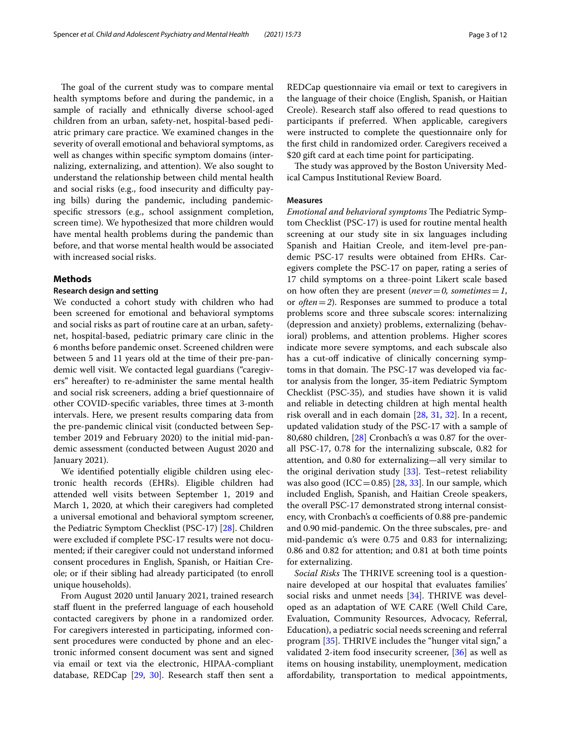The goal of the current study was to compare mental health symptoms before and during the pandemic, in a sample of racially and ethnically diverse school-aged children from an urban, safety-net, hospital-based pediatric primary care practice. We examined changes in the severity of overall emotional and behavioral symptoms, as well as changes within specific symptom domains (internalizing, externalizing, and attention). We also sought to understand the relationship between child mental health and social risks (e.g., food insecurity and difficulty paying bills) during the pandemic, including pandemic-specific stressors (e.g., school assignment completion, screen time). We hypothesized that more children would have mental health problems during the pandemic than before, and that worse mental health would be associated with increased social risks.

## Methods

### Research design and setting

We conducted a cohort study with children who had been screened for emotional and behavioral symptoms and social risks as part of routine care at an urban, safety-net, hospital-based, pediatric primary care clinic in the 6 months before pandemic onset. Screened children were between 5 and 11 years old at the time of their pre-pandemic well visit. We contacted legal guardians ("caregivers" hereafter) to re-administer the same mental health and social risk screeners, adding a brief questionnaire of other COVID-specific variables, three times at 3-month intervals. Here, we present results comparing data from the pre-pandemic clinical visit (conducted between September 2019 and February 2020) to the initial mid-pandemic assessment (conducted between August 2020 and January 2021).

We identified potentially eligible children using electronic health records (EHRs). Eligible children had attended well visits between September 1, 2019 and March 1, 2020, at which their caregivers had completed a universal emotional and behavioral symptom screener, the Pediatric Symptom Checklist (PSC-17) [28]. Children were excluded if complete PSC-17 results were not documented; if their caregiver could not understand informed consent procedures in English, Spanish, or Haitian Creole; or if their sibling had already participated (to enroll unique households).

From August 2020 until January 2021, trained research staff fluent in the preferred language of each household contacted caregivers by phone in a randomized order. For caregivers interested in participating, informed consent procedures were conducted by phone and an electronic informed consent document was sent and signed via email or text via the electronic, HIPAA-compliant database, REDCap [29, 30]. Research staff then sent a REDCap questionnaire via email or text to caregivers in the language of their choice (English, Spanish, or Haitian Creole). Research staff also offered to read questions to participants if preferred. When applicable, caregivers were instructed to complete the questionnaire only for the first child in randomized order. Caregivers received a $20 gift card at each time point for participating.

The study was approved by the Boston University Medical Campus Institutional Review Board.

### Measures

*Emotional and behavioral symptoms* The Pediatric Symptom Checklist (PSC-17) is used for routine mental health screening at our study site in six languages including Spanish and Haitian Creole, and item-level pre-pandemic PSC-17 results were obtained from EHRs. Caregivers complete the PSC-17 on paper, rating a series of 17 child symptoms on a three-point Likert scale based on how often they are present (*never = 0, sometimes = 1*, or *often = 2*). Responses are summed to produce a total problems score and three subscale scores: internalizing (depression and anxiety) problems, externalizing (behavioral) problems, and attention problems. Higher scores indicate more severe symptoms, and each subscale also has a cut-off indicative of clinically concerning symptoms in that domain. The PSC-17 was developed via factor analysis from the longer, 35-item Pediatric Symptom Checklist (PSC-35), and studies have shown it is valid and reliable in detecting children at high mental health risk overall and in each domain [28, 31, 32]. In a recent, updated validation study of the PSC-17 with a sample of 80,680 children, [28] Cronbach's α was 0.87 for the overall PSC-17, 0.78 for the internalizing subscale, 0.82 for attention, and 0.80 for externalizing—all very similar to the original derivation study [33]. Test–retest reliability was also good (ICC = 0.85) [28, 33]. In our sample, which included English, Spanish, and Haitian Creole speakers, the overall PSC-17 demonstrated strong internal consistency, with Cronbach's α coefficients of 0.88 pre-pandemic and 0.90 mid-pandemic. On the three subscales, pre- and mid-pandemic α's were 0.75 and 0.83 for internalizing; 0.86 and 0.82 for attention; and 0.81 at both time points for externalizing.

*Social Risks* The THRIVE screening tool is a questionnaire developed at our hospital that evaluates families' social risks and unmet needs [34]. THRIVE was developed as an adaptation of WE CARE (Well Child Care, Evaluation, Community Resources, Advocacy, Referral, Education), a pediatric social needs screening and referral program [35]. THRIVE includes the "hunger vital sign," a validated 2-item food insecurity screener, [36] as well as items on housing instability, unemployment, medication affordability, transportation to medical appointments,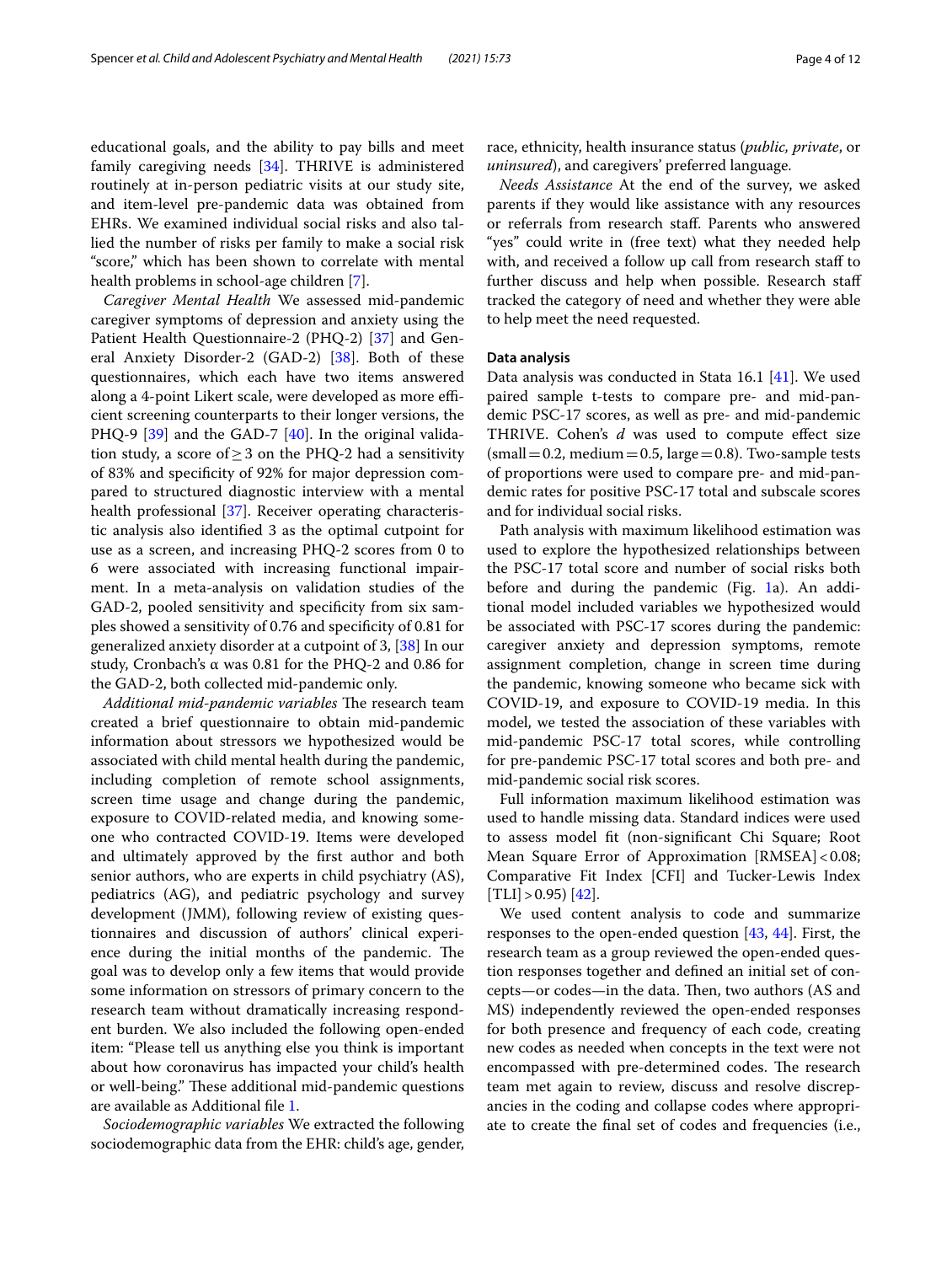educational goals, and the ability to pay bills and meet family caregiving needs [34]. THRIVE is administered routinely at in-person pediatric visits at our study site, and item-level pre-pandemic data was obtained from EHRs. We examined individual social risks and also tallied the number of risks per family to make a social risk "score," which has been shown to correlate with mental health problems in school-age children [7].

*Caregiver Mental Health* We assessed mid-pandemic caregiver symptoms of depression and anxiety using the Patient Health Questionnaire-2 (PHQ-2) [37] and General Anxiety Disorder-2 (GAD-2) [38]. Both of these questionnaires, which each have two items answered along a 4-point Likert scale, were developed as more efficient screening counterparts to their longer versions, the PHQ-9 [39] and the GAD-7 [40]. In the original validation study, a score of $\geq 3$ on the PHQ-2 had a sensitivity of 83% and specificity of 92% for major depression compared to structured diagnostic interview with a mental health professional [37]. Receiver operating characteristic analysis also identified 3 as the optimal cutpoint for use as a screen, and increasing PHQ-2 scores from 0 to 6 were associated with increasing functional impairment. In a meta-analysis on validation studies of the GAD-2, pooled sensitivity and specificity from six samples showed a sensitivity of 0.76 and specificity of 0.81 for generalized anxiety disorder at a cutpoint of 3, [38] In our study, Cronbach's $\alpha$ was 0.81 for the PHQ-2 and 0.86 for the GAD-2, both collected mid-pandemic only.

*Additional mid-pandemic variables* The research team created a brief questionnaire to obtain mid-pandemic information about stressors we hypothesized would be associated with child mental health during the pandemic, including completion of remote school assignments, screen time usage and change during the pandemic, exposure to COVID-related media, and knowing someone who contracted COVID-19. Items were developed and ultimately approved by the first author and both senior authors, who are experts in child psychiatry (AS), pediatrics (AG), and pediatric psychology and survey development (JMM), following review of existing questionnaires and discussion of authors' clinical experience during the initial months of the pandemic. The goal was to develop only a few items that would provide some information on stressors of primary concern to the research team without dramatically increasing respondent burden. We also included the following open-ended item: "Please tell us anything else you think is important about how coronavirus has impacted your child's health or well-being." These additional mid-pandemic questions are available as Additional file 1.

*Sociodemographic variables* We extracted the following sociodemographic data from the EHR: child's age, gender, race, ethnicity, health insurance status (*public, private*, or *uninsured*), and caregivers' preferred language.

*Needs Assistance* At the end of the survey, we asked parents if they would like assistance with any resources or referrals from research staff. Parents who answered "yes" could write in (free text) what they needed help with, and received a follow up call from research staff to further discuss and help when possible. Research staff tracked the category of need and whether they were able to help meet the need requested.

#### Data analysis

Data analysis was conducted in Stata 16.1 [41]. We used paired sample t-tests to compare pre- and mid-pandemic PSC-17 scores, as well as pre- and mid-pandemic THRIVE. Cohen's $d$ was used to compute effect size (small = 0.2, medium = 0.5, large = 0.8). Two-sample tests of proportions were used to compare pre- and mid-pandemic rates for positive PSC-17 total and subscale scores and for individual social risks.

Path analysis with maximum likelihood estimation was used to explore the hypothesized relationships between the PSC-17 total score and number of social risks both before and during the pandemic (Fig. 1a). An additional model included variables we hypothesized would be associated with PSC-17 scores during the pandemic: caregiver anxiety and depression symptoms, remote assignment completion, change in screen time during the pandemic, knowing someone who became sick with COVID-19, and exposure to COVID-19 media. In this model, we tested the association of these variables with mid-pandemic PSC-17 total scores, while controlling for pre-pandemic PSC-17 total scores and both pre- and mid-pandemic social risk scores.

Full information maximum likelihood estimation was used to handle missing data. Standard indices were used to assess model fit (non-significant Chi Square; Root Mean Square Error of Approximation [RMSEA] < 0.08; Comparative Fit Index [CFI] and Tucker-Lewis Index [TLI] > 0.95) [42].

We used content analysis to code and summarize responses to the open-ended question [43, 44]. First, the research team as a group reviewed the open-ended question responses together and defined an initial set of concepts—or codes—in the data. Then, two authors (AS and MS) independently reviewed the open-ended responses for both presence and frequency of each code, creating new codes as needed when concepts in the text were not encompassed with pre-determined codes. The research team met again to review, discuss and resolve discrepancies in the coding and collapse codes where appropriate to create the final set of codes and frequencies (i.e.,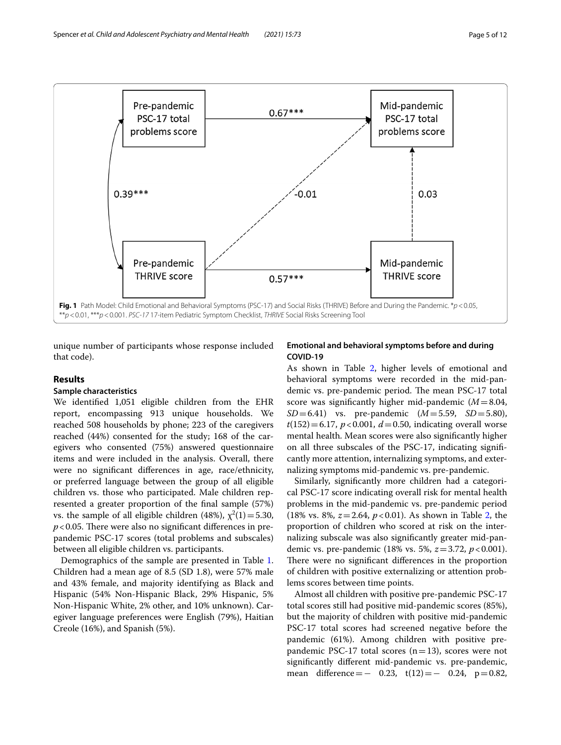**Fig. 1** Path Model: Child Emotional and Behavioral Symptoms (PSC-17) and Social Risks (THRIVE) Before and During the Pandemic. *$p<0.05$, **$p<0.01$, ***$p<0.001$. *PSC-17* 17-item Pediatric Symptom Checklist, *THRIVE* Social Risks Screening Tool

unique number of participants whose response included that code).

## Results

### Sample characteristics

We identified 1,051 eligible children from the EHR report, encompassing 913 unique households. We reached 508 households by phone; 223 of the caregivers reached (44%) consented for the study; 168 of the caregivers who consented (75%) answered questionnaire items and were included in the analysis. Overall, there were no significant differences in age, race/ethnicity, or preferred language between the group of all eligible children vs. those who participated. Male children represented a greater proportion of the final sample (57%) vs. the sample of all eligible children (48%), $\chi^2(1)=5.30$, $p<0.05$. There were also no significant differences in pre-pandemic PSC-17 scores (total problems and subscales) between all eligible children vs. participants.

Demographics of the sample are presented in Table 1. Children had a mean age of 8.5 (SD 1.8), were 57% male and 43% female, and majority identifying as Black and Hispanic (54% Non-Hispanic Black, 29% Hispanic, 5% Non-Hispanic White, 2% other, and 10% unknown). Caregiver language preferences were English (79%), Haitian Creole (16%), and Spanish (5%).

### Emotional and behavioral symptoms before and during COVID-19

As shown in Table 2, higher levels of emotional and behavioral symptoms were recorded in the mid-pandemic vs. pre-pandemic period. The mean PSC-17 total score was significantly higher mid-pandemic ($M=8.04$, $SD=6.41$) vs. pre-pandemic ($M=5.59$, $SD=5.80$), $t(152)=6.17$, $p<0.001$, $d=0.50$, indicating overall worse mental health. Mean scores were also significantly higher on all three subscales of the PSC-17, indicating significantly more attention, internalizing symptoms, and externalizing symptoms mid-pandemic vs. pre-pandemic.

Similarly, significantly more children had a categorical PSC-17 score indicating overall risk for mental health problems in the mid-pandemic vs. pre-pandemic period (18% vs. 8%, $z=2.64$, $p<0.01$). As shown in Table 2, the proportion of children who scored at risk on the internalizing subscale was also significantly greater mid-pandemic vs. pre-pandemic (18% vs. 5%, $z=3.72$, $p<0.001$). There were no significant differences in the proportion of children with positive externalizing or attention problems scores between time points.

Almost all children with positive pre-pandemic PSC-17 total scores still had positive mid-pandemic scores (85%), but the majority of children with positive mid-pandemic PSC-17 total scores had screened negative before the pandemic (61%). Among children with positive pre-pandemic PSC-17 total scores ($n=13$), scores were not significantly different mid-pandemic vs. pre-pandemic, mean difference $=-0.23$, $t(12)=-0.24$, $p=0.82$,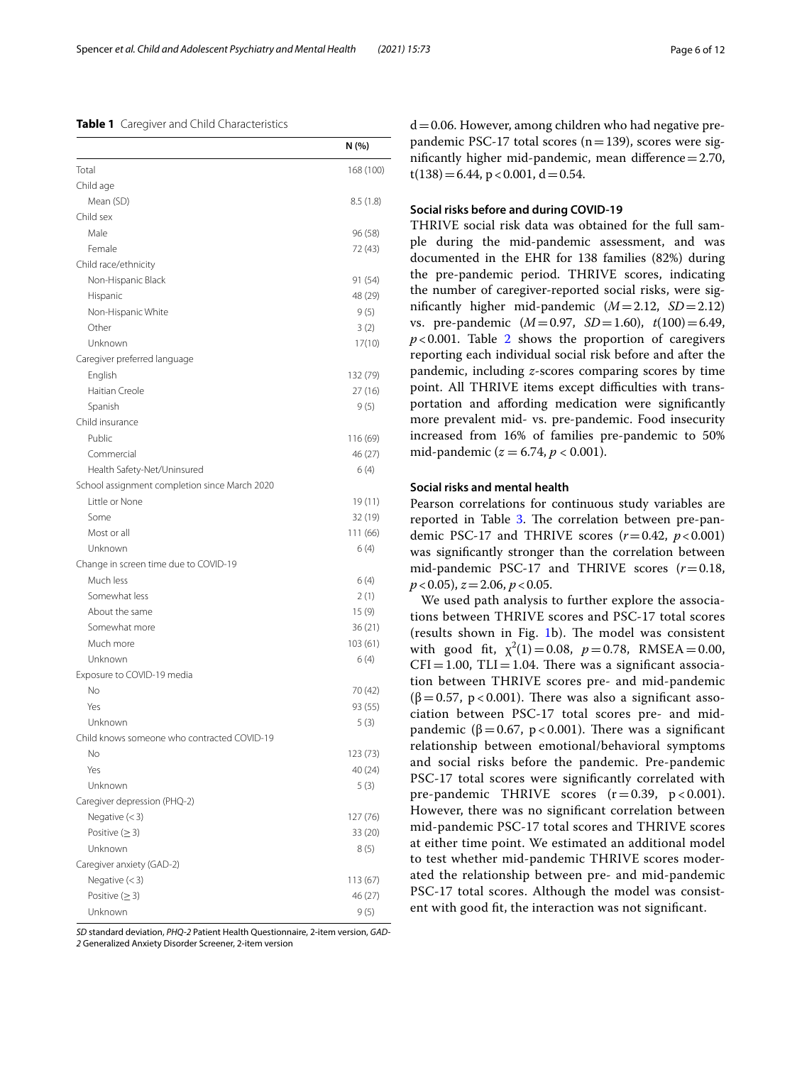**Table 1** Caregiver and Child Characteristics

| | N (%) |
|---|---|
| Total | 168 (100) |
| Child age | |
| Mean (SD) | 8.5 (1.8) |
| Child sex | |
| Male | 96 (58) |
| Female | 72 (43) |
| Child race/ethnicity | |
| Non-Hispanic Black | 91 (54) |
| Hispanic | 48 (29) |
| Non-Hispanic White | 9 (5) |
| Other | 3 (2) |
| Unknown | 17(10) |
| Caregiver preferred language | |
| English | 132 (79) |
| Haitian Creole | 27 (16) |
| Spanish | 9 (5) |
| Child insurance | |
| Public | 116 (69) |
| Commercial | 46 (27) |
| Health Safety-Net/Uninsured | 6 (4) |
| School assignment completion since March 2020 | |
| Little or None | 19 (11) |
| Some | 32 (19) |
| Most or all | 111 (66) |
| Unknown | 6 (4) |
| Change in screen time due to COVID-19 | |
| Much less | 6 (4) |
| Somewhat less | 2 (1) |
| About the same | 15 (9) |
| Somewhat more | 36 (21) |
| Much more | 103 (61) |
| Unknown | 6 (4) |
| Exposure to COVID-19 media | |
| No | 70 (42) |
| Yes | 93 (55) |
| Unknown | 5 (3) |
| Child knows someone who contracted COVID-19 | |
| No | 123 (73) |
| Yes | 40 (24) |
| Unknown | 5 (3) |
| Caregiver depression (PHQ-2) | |
| Negative (< 3) | 127 (76) |
| Positive (≥ 3) | 33 (20) |
| Unknown | 8 (5) |
| Caregiver anxiety (GAD-2) | |
| Negative (< 3) | 113 (67) |
| Positive (≥ 3) | 46 (27) |
| Unknown | 9 (5) |

*SD* standard deviation, *PHQ-2* Patient Health Questionnaire, 2-item version, *GAD-2* Generalized Anxiety Disorder Screener, 2-item version

$d = 0.06$. However, among children who had negative pre-pandemic PSC-17 total scores ($n = 139$), scores were significantly higher mid-pandemic, mean difference = 2.70, $t(138) = 6.44$, $p < 0.001$, $d = 0.54$.

### Social risks before and during COVID-19

THRIVE social risk data was obtained for the full sample during the mid-pandemic assessment, and was documented in the EHR for 138 families (82%) during the pre-pandemic period. THRIVE scores, indicating the number of caregiver-reported social risks, were significantly higher mid-pandemic ($M = 2.12$, $SD = 2.12$) vs. pre-pandemic ($M = 0.97$, $SD = 1.60$), $t(100) = 6.49$, $p < 0.001$. Table 2 shows the proportion of caregivers reporting each individual social risk before and after the pandemic, including *z*-scores comparing scores by time point. All THRIVE items except difficulties with transportation and affording medication were significantly more prevalent mid- vs. pre-pandemic. Food insecurity increased from 16% of families pre-pandemic to 50% mid-pandemic ($z = 6.74$, $p < 0.001$).

### Social risks and mental health

Pearson correlations for continuous study variables are reported in Table 3. The correlation between pre-pandemic PSC-17 and THRIVE scores ($r = 0.42$, $p < 0.001$) was significantly stronger than the correlation between mid-pandemic PSC-17 and THRIVE scores ($r = 0.18$, $p < 0.05$), $z = 2.06$, $p < 0.05$.

We used path analysis to further explore the associations between THRIVE scores and PSC-17 total scores (results shown in Fig. 1b). The model was consistent with good fit, $\chi^2(1) = 0.08$, $p = 0.78$, RMSEA = 0.00, CFI = 1.00, TLI = 1.04. There was a significant association between THRIVE scores pre- and mid-pandemic ($\beta = 0.57$, $p < 0.001$). There was also a significant association between PSC-17 total scores pre- and mid-pandemic ($\beta = 0.67$, $p < 0.001$). There was a significant relationship between emotional/behavioral symptoms and social risks before the pandemic. Pre-pandemic PSC-17 total scores were significantly correlated with pre-pandemic THRIVE scores ($r = 0.39$, $p < 0.001$). However, there was no significant correlation between mid-pandemic PSC-17 total scores and THRIVE scores at either time point. We estimated an additional model to test whether mid-pandemic THRIVE scores moderated the relationship between pre- and mid-pandemic PSC-17 total scores. Although the model was consistent with good fit, the interaction was not significant.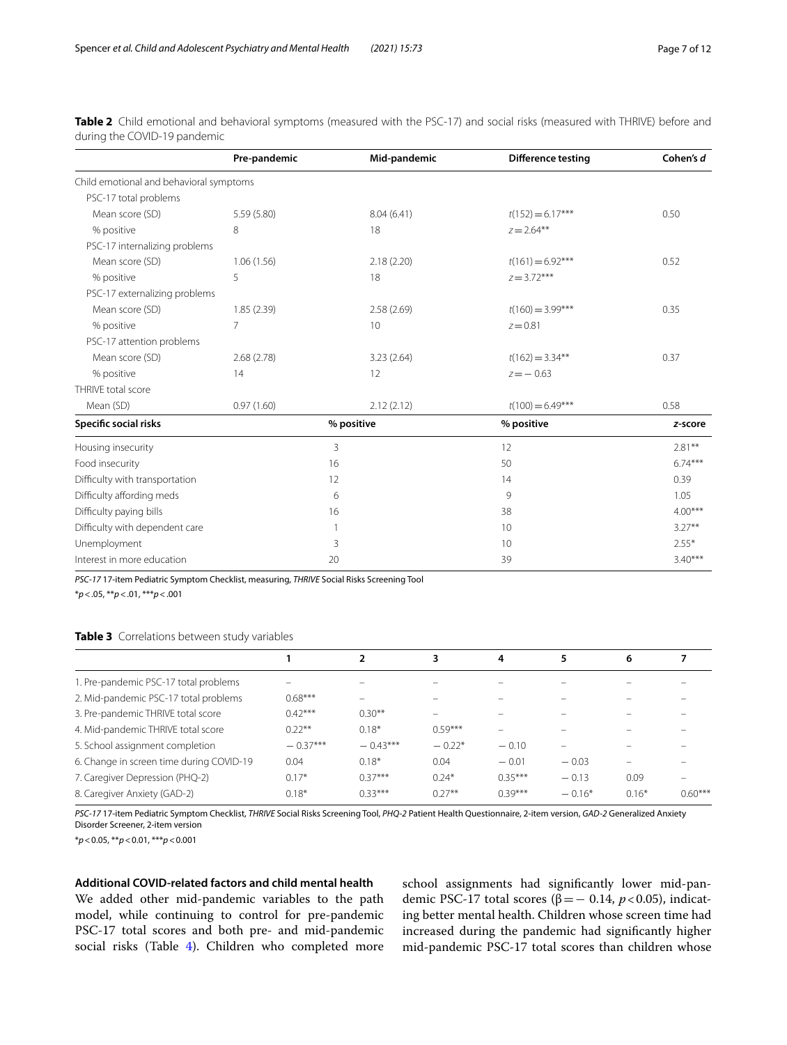**Table 2** Child emotional and behavioral symptoms (measured with the PSC-17) and social risks (measured with THRIVE) before and during the COVID-19 pandemic

| | Pre-pandemic | Mid-pandemic | Difference testing | Cohen's *d* |
|---|---|---|---|---|
| Child emotional and behavioral symptoms | | | | |
| PSC-17 total problems | | | | |
| Mean score (SD) | 5.59 (5.80) | 8.04 (6.41) | $t(152) = 6.17$*** | 0.50 |
| % positive | 8 | 18 | $z = 2.64$** | |
| PSC-17 internalizing problems | | | | |
| Mean score (SD) | 1.06 (1.56) | 2.18 (2.20) | $t(161) = 6.92$*** | 0.52 |
| % positive | 5 | 18 | $z = 3.72$*** | |
| PSC-17 externalizing problems | | | | |
| Mean score (SD) | 1.85 (2.39) | 2.58 (2.69) | $t(160) = 3.99$*** | 0.35 |
| % positive | 7 | 10 | $z = 0.81$ | |
| PSC-17 attention problems | | | | |
| Mean score (SD) | 2.68 (2.78) | 3.23 (2.64) | $t(162) = 3.34$** | 0.37 |
| % positive | 14 | 12 | $z = -0.63$ | |
| THRIVE total score | | | | |
| Mean (SD) | 0.97 (1.60) | 2.12 (2.12) | $t(100) = 6.49$*** | 0.58 |
| **Specific social risks** | | **% positive** | **% positive** | ***z*-score** |
| Housing insecurity | | 3 | 12 | 2.81** |
| Food insecurity | | 16 | 50 | 6.74*** |
| Difficulty with transportation | | 12 | 14 | 0.39 |
| Difficulty affording meds | | 6 | 9 | 1.05 |
| Difficulty paying bills | | 16 | 38 | 4.00*** |
| Difficulty with dependent care | | 1 | 10 | 3.27** |
| Unemployment | | 3 | 10 | 2.55* |
| Interest in more education | | 20 | 39 | 3.40*** |

*PSC-17* 17-item Pediatric Symptom Checklist, measuring, *THRIVE* Social Risks Screening Tool

*$p < .05$, **$p < .01$, ***$p < .001$

**Table 3** Correlations between study variables

| | 1 | 2 | 3 | 4 | 5 | 6 | 7 |
|---|---|---|---|---|---|---|---|
| 1. Pre-pandemic PSC-17 total problems | – | – | – | – | – | – | – |
| 2. Mid-pandemic PSC-17 total problems | 0.68*** | – | – | – | – | – | – |
| 3. Pre-pandemic THRIVE total score | 0.42*** | 0.30** | – | – | – | – | – |
| 4. Mid-pandemic THRIVE total score | 0.22** | 0.18* | 0.59*** | – | – | – | – |
| 5. School assignment completion | − 0.37*** | − 0.43*** | − 0.22* | − 0.10 | – | – | – |
| 6. Change in screen time during COVID-19 | 0.04 | 0.18* | 0.04 | − 0.01 | − 0.03 | – | – |
| 7. Caregiver Depression (PHQ-2) | 0.17* | 0.37*** | 0.24* | 0.35*** | − 0.13 | 0.09 | – |
| 8. Caregiver Anxiety (GAD-2) | 0.18* | 0.33*** | 0.27** | 0.39*** | − 0.16* | 0.16* | 0.60*** |

*PSC-17* 17-item Pediatric Symptom Checklist, *THRIVE* Social Risks Screening Tool, *PHQ-2* Patient Health Questionnaire, 2-item version, *GAD-2* Generalized Anxiety Disorder Screener, 2-item version

*$p < 0.05$, **$p < 0.01$, ***$p < 0.001$

### Additional COVID-related factors and child mental health

We added other mid-pandemic variables to the path model, while continuing to control for pre-pandemic PSC-17 total scores and both pre- and mid-pandemic social risks (Table 4). Children who completed more school assignments had significantly lower mid-pandemic PSC-17 total scores ($\beta = -0.14$, $p < 0.05$), indicating better mental health. Children whose screen time had increased during the pandemic had significantly higher mid-pandemic PSC-17 total scores than children whose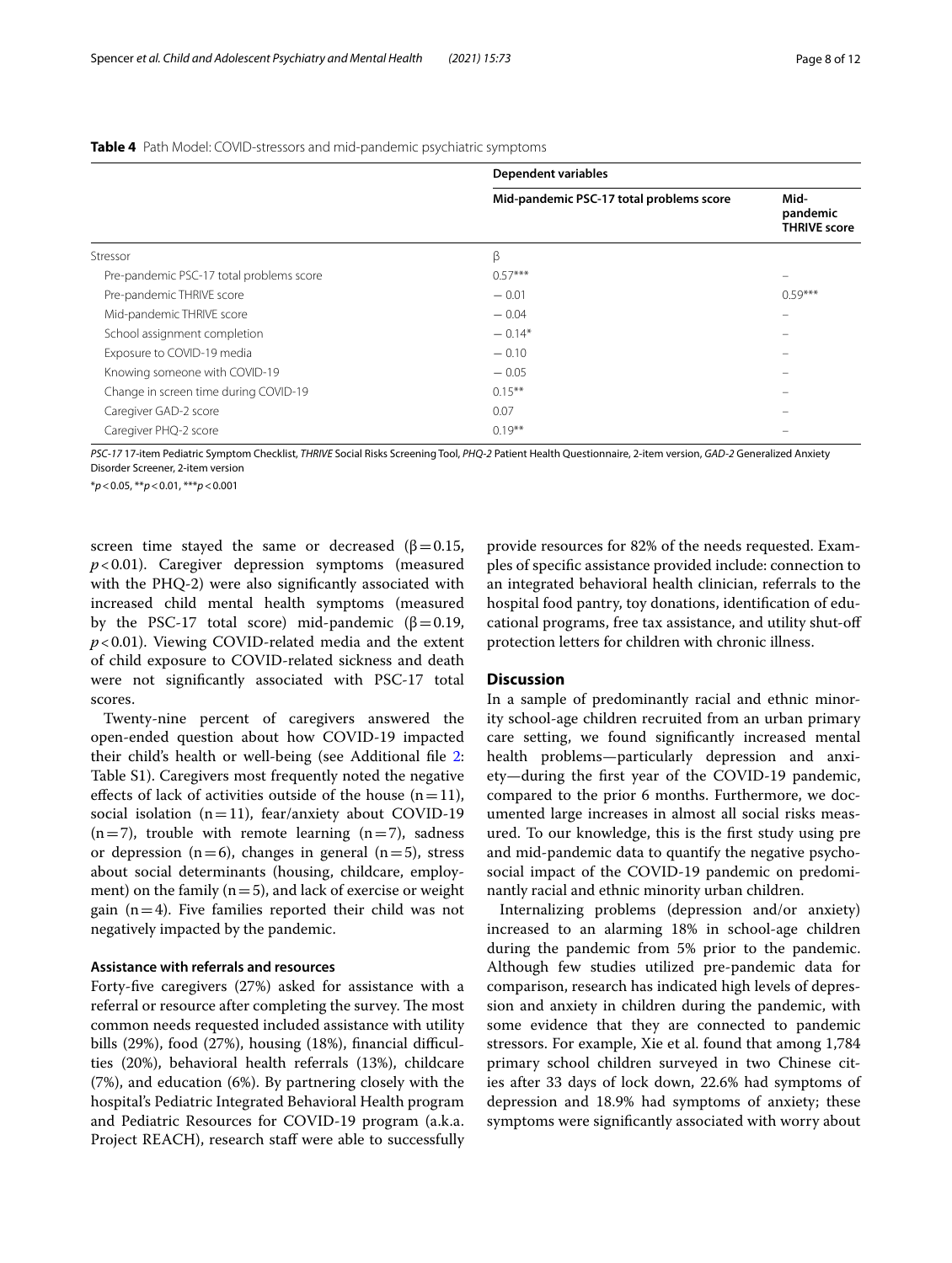**Table 4** Path Model: COVID-stressors and mid-pandemic psychiatric symptoms

| | Dependent variables | |
|---|---|---|
| | Mid-pandemic PSC-17 total problems score | Mid-pandemic THRIVE score |
| Stressor | β | |
| Pre-pandemic PSC-17 total problems score | 0.57*** | – |
| Pre-pandemic THRIVE score | − 0.01 | 0.59*** |
| Mid-pandemic THRIVE score | − 0.04 | – |
| School assignment completion | − 0.14* | – |
| Exposure to COVID-19 media | − 0.10 | – |
| Knowing someone with COVID-19 | − 0.05 | – |
| Change in screen time during COVID-19 | 0.15** | – |
| Caregiver GAD-2 score | 0.07 | – |
| Caregiver PHQ-2 score | 0.19** | – |

*PSC-17* 17-item Pediatric Symptom Checklist, *THRIVE* Social Risks Screening Tool, *PHQ-2* Patient Health Questionnaire, 2-item version, *GAD-2* Generalized Anxiety Disorder Screener, 2-item version

*$p < 0.05$, **$p < 0.01$, ***$p < 0.001$

screen time stayed the same or decreased ($\beta = 0.15$, $p < 0.01$). Caregiver depression symptoms (measured with the PHQ-2) were also significantly associated with increased child mental health symptoms (measured by the PSC-17 total score) mid-pandemic ($\beta = 0.19$, $p < 0.01$). Viewing COVID-related media and the extent of child exposure to COVID-related sickness and death were not significantly associated with PSC-17 total scores.

Twenty-nine percent of caregivers answered the open-ended question about how COVID-19 impacted their child's health or well-being (see Additional file 2: Table S1). Caregivers most frequently noted the negative effects of lack of activities outside of the house (n = 11), social isolation (n = 11), fear/anxiety about COVID-19 (n = 7), trouble with remote learning (n = 7), sadness or depression (n = 6), changes in general (n = 5), stress about social determinants (housing, childcare, employment) on the family (n = 5), and lack of exercise or weight gain (n = 4). Five families reported their child was not negatively impacted by the pandemic.

### Assistance with referrals and resources

Forty-five caregivers (27%) asked for assistance with a referral or resource after completing the survey. The most common needs requested included assistance with utility bills (29%), food (27%), housing (18%), financial difficulties (20%), behavioral health referrals (13%), childcare (7%), and education (6%). By partnering closely with the hospital's Pediatric Integrated Behavioral Health program and Pediatric Resources for COVID-19 program (a.k.a. Project REACH), research staff were able to successfully provide resources for 82% of the needs requested. Examples of specific assistance provided include: connection to an integrated behavioral health clinician, referrals to the hospital food pantry, toy donations, identification of educational programs, free tax assistance, and utility shut-off protection letters for children with chronic illness.

## Discussion

In a sample of predominantly racial and ethnic minority school-age children recruited from an urban primary care setting, we found significantly increased mental health problems—particularly depression and anxiety—during the first year of the COVID-19 pandemic, compared to the prior 6 months. Furthermore, we documented large increases in almost all social risks measured. To our knowledge, this is the first study using pre and mid-pandemic data to quantify the negative psychosocial impact of the COVID-19 pandemic on predominantly racial and ethnic minority urban children.

Internalizing problems (depression and/or anxiety) increased to an alarming 18% in school-age children during the pandemic from 5% prior to the pandemic. Although few studies utilized pre-pandemic data for comparison, research has indicated high levels of depression and anxiety in children during the pandemic, with some evidence that they are connected to pandemic stressors. For example, Xie et al. found that among 1,784 primary school children surveyed in two Chinese cities after 33 days of lock down, 22.6% had symptoms of depression and 18.9% had symptoms of anxiety; these symptoms were significantly associated with worry about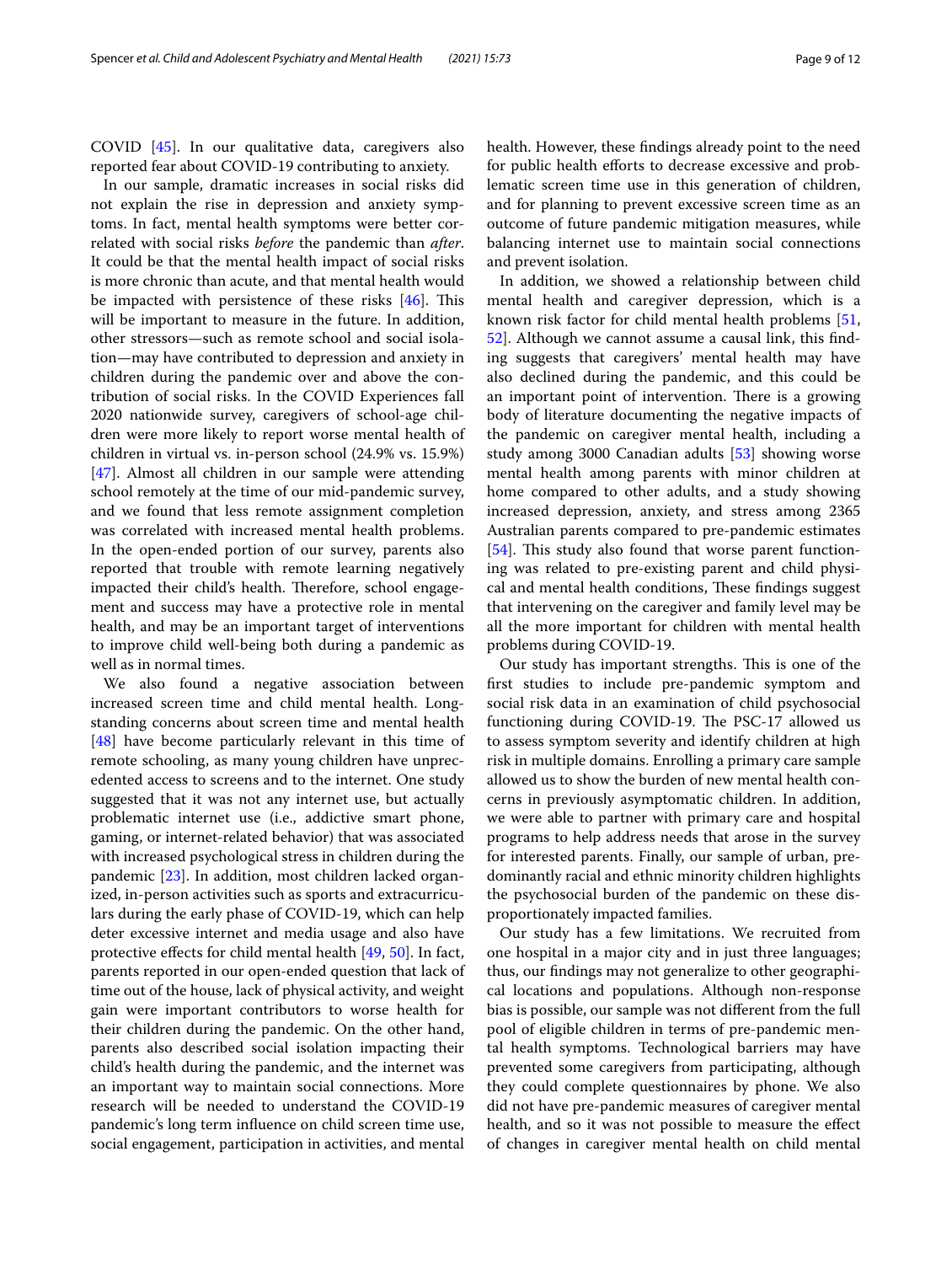COVID [45]. In our qualitative data, caregivers also reported fear about COVID-19 contributing to anxiety.

In our sample, dramatic increases in social risks did not explain the rise in depression and anxiety symptoms. In fact, mental health symptoms were better correlated with social risks *before* the pandemic than *after*. It could be that the mental health impact of social risks is more chronic than acute, and that mental health would be impacted with persistence of these risks [46]. This will be important to measure in the future. In addition, other stressors—such as remote school and social isolation—may have contributed to depression and anxiety in children during the pandemic over and above the contribution of social risks. In the COVID Experiences fall 2020 nationwide survey, caregivers of school-age children were more likely to report worse mental health of children in virtual vs. in-person school (24.9% vs. 15.9%) [47]. Almost all children in our sample were attending school remotely at the time of our mid-pandemic survey, and we found that less remote assignment completion was correlated with increased mental health problems. In the open-ended portion of our survey, parents also reported that trouble with remote learning negatively impacted their child's health. Therefore, school engagement and success may have a protective role in mental health, and may be an important target of interventions to improve child well-being both during a pandemic as well as in normal times.

We also found a negative association between increased screen time and child mental health. Longstanding concerns about screen time and mental health [48] have become particularly relevant in this time of remote schooling, as many young children have unprecedented access to screens and to the internet. One study suggested that it was not any internet use, but actually problematic internet use (i.e., addictive smart phone, gaming, or internet-related behavior) that was associated with increased psychological stress in children during the pandemic [23]. In addition, most children lacked organized, in-person activities such as sports and extracurriculars during the early phase of COVID-19, which can help deter excessive internet and media usage and also have protective effects for child mental health [49, 50]. In fact, parents reported in our open-ended question that lack of time out of the house, lack of physical activity, and weight gain were important contributors to worse health for their children during the pandemic. On the other hand, parents also described social isolation impacting their child's health during the pandemic, and the internet was an important way to maintain social connections. More research will be needed to understand the COVID-19 pandemic's long term influence on child screen time use, social engagement, participation in activities, and mental health. However, these findings already point to the need for public health efforts to decrease excessive and problematic screen time use in this generation of children, and for planning to prevent excessive screen time as an outcome of future pandemic mitigation measures, while balancing internet use to maintain social connections and prevent isolation.

In addition, we showed a relationship between child mental health and caregiver depression, which is a known risk factor for child mental health problems [51, 52]. Although we cannot assume a causal link, this finding suggests that caregivers' mental health may have also declined during the pandemic, and this could be an important point of intervention. There is a growing body of literature documenting the negative impacts of the pandemic on caregiver mental health, including a study among 3000 Canadian adults [53] showing worse mental health among parents with minor children at home compared to other adults, and a study showing increased depression, anxiety, and stress among 2365 Australian parents compared to pre-pandemic estimates [54]. This study also found that worse parent functioning was related to pre-existing parent and child physical and mental health conditions, These findings suggest that intervening on the caregiver and family level may be all the more important for children with mental health problems during COVID-19.

Our study has important strengths. This is one of the first studies to include pre-pandemic symptom and social risk data in an examination of child psychosocial functioning during COVID-19. The PSC-17 allowed us to assess symptom severity and identify children at high risk in multiple domains. Enrolling a primary care sample allowed us to show the burden of new mental health concerns in previously asymptomatic children. In addition, we were able to partner with primary care and hospital programs to help address needs that arose in the survey for interested parents. Finally, our sample of urban, predominantly racial and ethnic minority children highlights the psychosocial burden of the pandemic on these disproportionately impacted families.

Our study has a few limitations. We recruited from one hospital in a major city and in just three languages; thus, our findings may not generalize to other geographical locations and populations. Although non-response bias is possible, our sample was not different from the full pool of eligible children in terms of pre-pandemic mental health symptoms. Technological barriers may have prevented some caregivers from participating, although they could complete questionnaires by phone. We also did not have pre-pandemic measures of caregiver mental health, and so it was not possible to measure the effect of changes in caregiver mental health on child mental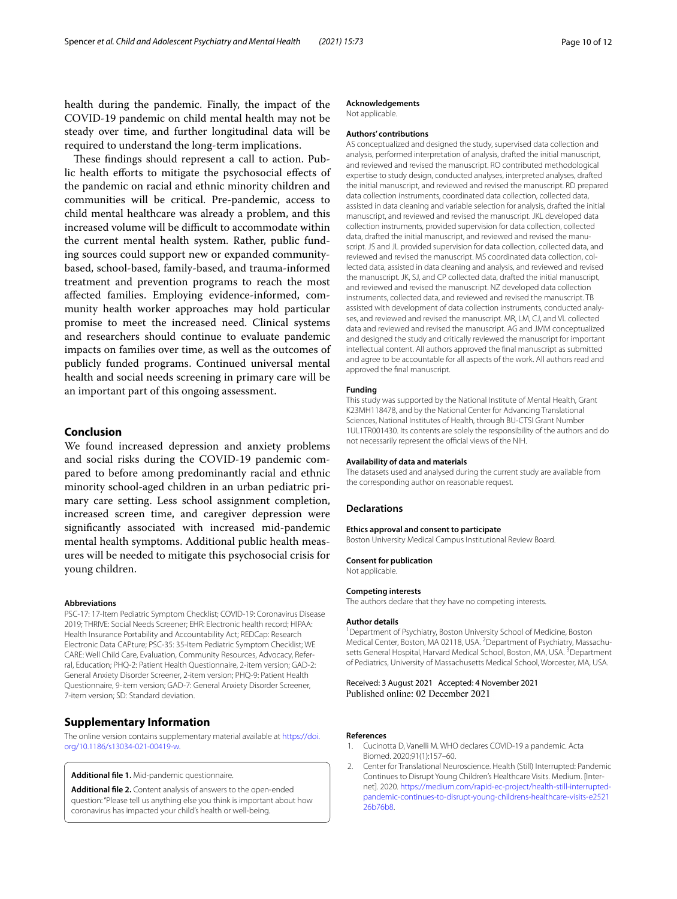health during the pandemic. Finally, the impact of the COVID-19 pandemic on child mental health may not be steady over time, and further longitudinal data will be required to understand the long-term implications.

These findings should represent a call to action. Public health efforts to mitigate the psychosocial effects of the pandemic on racial and ethnic minority children and communities will be critical. Pre-pandemic, access to child mental healthcare was already a problem, and this increased volume will be difficult to accommodate within the current mental health system. Rather, public funding sources could support new or expanded community-based, school-based, family-based, and trauma-informed treatment and prevention programs to reach the most affected families. Employing evidence-informed, community health worker approaches may hold particular promise to meet the increased need. Clinical systems and researchers should continue to evaluate pandemic impacts on families over time, as well as the outcomes of publicly funded programs. Continued universal mental health and social needs screening in primary care will be an important part of this ongoing assessment.

## Conclusion

We found increased depression and anxiety problems and social risks during the COVID-19 pandemic compared to before among predominantly racial and ethnic minority school-aged children in an urban pediatric primary care setting. Less school assignment completion, increased screen time, and caregiver depression were significantly associated with increased mid-pandemic mental health symptoms. Additional public health measures will be needed to mitigate this psychosocial crisis for young children.

#### Abbreviations

PSC-17: 17-Item Pediatric Symptom Checklist; COVID-19: Coronavirus Disease 2019; THRIVE: Social Needs Screener; EHR: Electronic health record; HIPAA: Health Insurance Portability and Accountability Act; REDCap: Research Electronic Data CAPture; PSC-35: 35-Item Pediatric Symptom Checklist; WE CARE: Well Child Care, Evaluation, Community Resources, Advocacy, Referral, Education; PHQ-2: Patient Health Questionnaire, 2-item version; GAD-2: General Anxiety Disorder Screener, 2-item version; PHQ-9: Patient Health Questionnaire, 9-item version; GAD-7: General Anxiety Disorder Screener, 7-item version; SD: Standard deviation.

## Supplementary Information

The online version contains supplementary material available at https://doi.org/10.1186/s13034-021-00419-w.

**Additional file 1.** Mid-pandemic questionnaire.

**Additional file 2.** Content analysis of answers to the open-ended question: "Please tell us anything else you think is important about how coronavirus has impacted your child's health or well-being.

#### Acknowledgements

Not applicable.

#### Authors' contributions

AS conceptualized and designed the study, supervised data collection and analysis, performed interpretation of analysis, drafted the initial manuscript, and reviewed and revised the manuscript. RO contributed methodological expertise to study design, conducted analyses, interpreted analyses, drafted the initial manuscript, and reviewed and revised the manuscript. RD prepared data collection instruments, coordinated data collection, collected data, assisted in data cleaning and variable selection for analysis, drafted the initial manuscript, and reviewed and revised the manuscript. JKL developed data collection instruments, provided supervision for data collection, collected data, drafted the initial manuscript, and reviewed and revised the manuscript. JS and JL provided supervision for data collection, collected data, and reviewed and revised the manuscript. MS coordinated data collection, collected data, assisted in data cleaning and analysis, and reviewed and revised the manuscript. JK, SJ, and CP collected data, drafted the initial manuscript, and reviewed and revised the manuscript. NZ developed data collection instruments, collected data, and reviewed and revised the manuscript. TB assisted with development of data collection instruments, conducted analyses, and reviewed and revised the manuscript. MR, LM, CJ, and VL collected data and reviewed and revised the manuscript. AG and JMM conceptualized and designed the study and critically reviewed the manuscript for important intellectual content. All authors approved the final manuscript as submitted and agree to be accountable for all aspects of the work. All authors read and approved the final manuscript.

#### Funding

This study was supported by the National Institute of Mental Health, Grant K23MH118478, and by the National Center for Advancing Translational Sciences, National Institutes of Health, through BU-CTSI Grant Number 1UL1TR001430. Its contents are solely the responsibility of the authors and do not necessarily represent the official views of the NIH.

#### Availability of data and materials

The datasets used and analysed during the current study are available from the corresponding author on reasonable request.

## Declarations

#### Ethics approval and consent to participate

Boston University Medical Campus Institutional Review Board.

#### Consent for publication

Not applicable.

#### Competing interests

The authors declare that they have no competing interests.

#### Author details

[1] Department of Psychiatry, Boston University School of Medicine, Boston Medical Center, Boston, MA 02118, USA. [2] Department of Psychiatry, Massachusetts General Hospital, Harvard Medical School, Boston, MA, USA. [3] Department of Pediatrics, University of Massachusetts Medical School, Worcester, MA, USA.

Received: 3 August 2021 Accepted: 4 November 2021
Published online: 02 December 2021

#### References

1. Cucinotta D, Vanelli M. WHO declares COVID-19 a pandemic. Acta Biomed. 2020;91(1):157–60.
2. Center for Translational Neuroscience. Health (Still) Interrupted: Pandemic Continues to Disrupt Young Children's Healthcare Visits. Medium. [Internet]. 2020. https://medium.com/rapid-ec-project/health-still-interrupted-pandemic-continues-to-disrupt-young-childrens-healthcare-visits-e252126b76b8.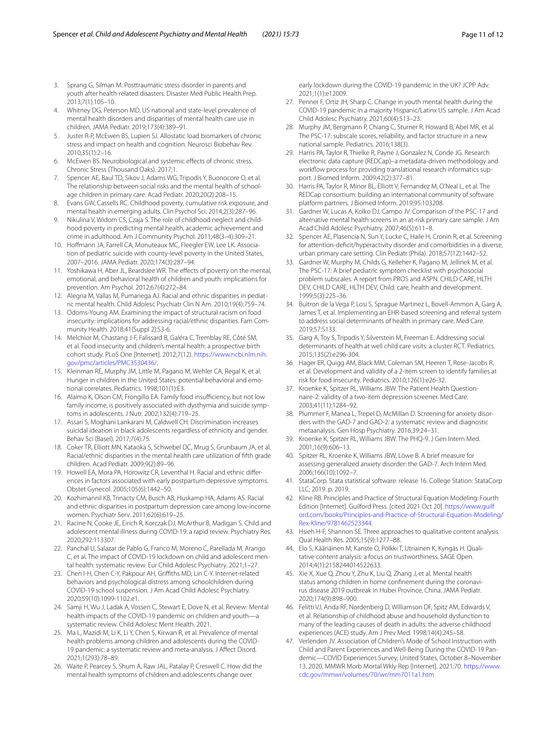3. Sprang G, Silman M. Posttraumatic stress disorder in parents and youth after health-related disasters. Disaster Med Public Health Prep. 2013;7(1):105–10.
4. Whitney DG, Peterson MD. US national and state-level prevalence of mental health disorders and disparities of mental health care use in children. JAMA Pediatr. 2019;173(4):389–91.
5. Juster R-P, McEwen BS, Lupien SJ. Allostatic load biomarkers of chronic stress and impact on health and cognition. Neurosci Biobehav Rev. 2010;35(1):2–16.
6. McEwen BS. Neurobiological and systemic effects of chronic stress. Chronic Stress (Thousand Oaks). 2017;1.
7. Spencer AE, Baul TD, Sikov J, Adams WG, Tripodis Y, Buonocore O, et al. The relationship between social risks and the mental health of school-age children in primary care. Acad Pediatr. 2020;20(2):208–15.
8. Evans GW, Cassells RC. Childhood poverty, cumulative risk exposure, and mental health in emerging adults. Clin Psychol Sci. 2014;2(3):287–96.
9. Nikulina V, Widom CS, Czaja S. The role of childhood neglect and childhood poverty in predicting mental health, academic achievement and crime in adulthood. Am J Community Psychol. 2011;48(3–4):309–21.
10. Hoffmann JA, Farrell CA, Monuteaux MC, Fleegler EW, Lee LK. Association of pediatric suicide with county-level poverty in the United States, 2007–2016. JAMA Pediatr. 2020;174(3):287–94.
11. Yoshikawa H, Aber JL, Beardslee WR. The effects of poverty on the mental, emotional, and behavioral health of children and youth: implications for prevention. Am Psychol. 2012;67(4):272–84.
12. Alegria M, Vallas M, Pumariega AJ. Racial and ethnic disparities in pediatric mental health. Child Adolesc Psychiatr Clin N Am. 2010;19(4):759–74.
13. Odoms-Young AM. Examining the impact of structural racism on food insecurity: implications for addressing racial/ethnic disparities. Fam Community Health. 2018;41(Suppl 2):S3-6.
14. Melchior M, Chastang J-F, Falissard B, Galéra C, Tremblay RE, Côté SM, et al. Food insecurity and children's mental health: a prospective birth cohort study. PLoS One [Internet]. 2012;7(12). https://www.ncbi.nlm.nih.gov/pmc/articles/PMC3530436/.
15. Kleinman RE, Murphy JM, Little M, Pagano M, Wehler CA, Regal K, et al. Hunger in children in the United States: potential behavioral and emotional correlates. Pediatrics. 1998;101(1):E3.
16. Alaimo K, Olson CM, Frongillo EA. Family food insufficiency, but not low family income, is positively associated with dysthymia and suicide symptoms in adolescents. J Nutr. 2002;132(4):719–25.
17. Assari S, Moghani Lankarani M, Caldwell CH. Discrimination increases suicidal ideation in black adolescents regardless of ethnicity and gender. Behav Sci (Basel). 2017;7(4):75.
18. Coker TR, Elliott MN, Kataoka S, Schwebel DC, Mrug S, Grunbaum JA, et al. Racial/ethnic disparities in the mental health care utilization of fifth grade children. Acad Pediatr. 2009;9(2):89–96.
19. Howell EA, Mora PA, Horowitz CR, Leventhal H. Racial and ethnic differences in factors associated with early postpartum depressive symptoms. Obstet Gynecol. 2005;105(6):1442–50.
20. Kozhimannil KB, Trinacty CM, Busch AB, Huskamp HA, Adams AS. Racial and ethnic disparities in postpartum depression care among low-income women. Psychiatr Serv. 2011;62(6):619–25.
21. Racine N, Cooke JE, Eirich R, Korczak DJ, McArthur B, Madigan S. Child and adolescent mental illness during COVID-19: a rapid review. Psychiatry Res. 2020;292:113307.
22. Panchal U, Salazar de Pablo G, Franco M, Moreno C, Parellada M, Arango C, et al. The impact of COVID-19 lockdown on child and adolescent mental health: systematic review. Eur Child Adolesc Psychiatry. 2021;1–27.
23. Chen I-H, Chen C-Y, Pakpour AH, Griffiths MD, Lin C-Y. Internet-related behaviors and psychological distress among schoolchildren during COVID-19 school suspension. J Am Acad Child Adolesc Psychiatry. 2020;59(10):1099-1102.e1.
24. Samji H, Wu J, Ladak A, Vossen C, Stewart E, Dove N, et al. Review: Mental health impacts of the COVID-19 pandemic on children and youth—a systematic review. Child Adolesc Ment Health. 2021.
25. Ma L, Mazidi M, Li K, Li Y, Chen S, Kirwan R, et al. Prevalence of mental health problems among children and adolescents during the COVID-19 pandemic: a systematic review and meta-analysis. J Affect Disord. 2021;1(293):78–89.
26. Waite P, Pearcey S, Shum A, Raw JAL, Patalay P, Creswell C. How did the mental health symptoms of children and adolescents change over early lockdown during the COVID-19 pandemic in the UK? JCPP Adv. 2021;1(1):e12009.
27. Penner F, Ortiz JH, Sharp C. Change in youth mental health during the COVID-19 pandemic in a majority Hispanic/Latinx US sample. J Am Acad Child Adolesc Psychiatry. 2021;60(4):513–23.
28. Murphy JM, Bergmann P, Chiang C, Sturner R, Howard B, Abel MR, et al. The PSC-17: subscale scores, reliability, and factor structure in a new national sample. Pediatrics. 2016;138(3).
29. Harris PA, Taylor R, Thielke R, Payne J, Gonzalez N, Conde JG. Research electronic data capture (REDCap)–a metadata-driven methodology and workflow process for providing translational research informatics support. J Biomed Inform. 2009;42(2):377–81.
30. Harris PA, Taylor R, Minor BL, Elliott V, Fernandez M, O'Neal L, et al. The REDCap consortium: building an international community of software platform partners. J Biomed Inform. 2019;95:103208.
31. Gardner W, Lucas A, Kolko DJ, Campo JV. Comparison of the PSC-17 and alternative mental health screens in an at-risk primary care sample. J Am Acad Child Adolesc Psychiatry. 2007;46(5):611–8.
32. Spencer AE, Plasencia N, Sun Y, Lucke C, Haile H, Cronin R, et al. Screening for attention-deficit/hyperactivity disorder and comorbidities in a diverse, urban primary care setting. Clin Pediatr (Phila). 2018;57(12):1442–52.
33. Gardner W, Murphy M, Childs G, Kelleher K, Pagano M, Jellinek M, et al. The PSC-17: A brief pediatric symptom checklist with psychosocial problem subscales. A report from PROS and ASPN. CHILD CARE, HLTH DEV, CHILD CARE, HLTH DEV, Child: care, health and development. 1999;5(3):225–36.
34. Buitron de la Vega P, Losi S, Sprague Martinez L, Bovell-Ammon A, Garg A, James T, et al. Implementing an EHR-based screening and referral system to address social determinants of health in primary care. Med Care. 2019;57:S133.
35. Garg A, Toy S, Tripodis Y, Silverstein M, Freeman E. Addressing social determinants of health at well child care visits: a cluster RCT. Pediatrics. 2015;135(2):e296-304.
36. Hager ER, Quigg AM, Black MM, Coleman SM, Heeren T, Rose-Jacobs R, et al. Development and validity of a 2-item screen to identify families at risk for food insecurity. Pediatrics. 2010;126(1):e26-32.
37. Kroenke K, Spitzer RL, Williams JBW. The Patient Health Questionnaire-2: validity of a two-item depression screener. Med Care. 2003;41(11):1284–92.
38. Plummer F, Manea L, Trepel D, McMillan D. Screening for anxiety disorders with the GAD-7 and GAD-2: a systematic review and diagnostic metaanalysis. Gen Hosp Psychiatry. 2016;39:24–31.
39. Kroenke K, Spitzer RL, Williams JBW. The PHQ-9. J Gen Intern Med. 2001;16(9):606–13.
40. Spitzer RL, Kroenke K, Williams JBW, Löwe B. A brief measure for assessing generalized anxiety disorder: the GAD-7. Arch Intern Med. 2006;166(10):1092–7.
41. StataCorp. Stata statistical software: release 16. College Station: StataCorp LLC; 2019. p. 2019.
42. Kline RB. Principles and Practice of Structural Equation Modeling: Fourth Edition [Internet]. Guilford Press. [cited 2021 Oct 20]. https://www.guilford.com/books/Principles-and-Practice-of-Structural-Equation-Modeling/Rex-Kline/9781462523344.
43. Hsieh H-F, Shannon SE. Three approaches to qualitative content analysis. Qual Health Res. 2005;15(9):1277–88.
44. Elo S, Kääriäinen M, Kanste O, Pölkki T, Utriainen K, Kyngäs H. Qualitative content analysis: a focus on trustworthiness. SAGE Open. 2014;4(1):2158244014522633.
45. Xie X, Xue Q, Zhou Y, Zhu K, Liu Q, Zhang J, et al. Mental health status among children in home confinement during the coronavirus disease 2019 outbreak in Hubei Province, China. JAMA Pediatr. 2020;174(9):898–900.
46. Felitti VJ, Anda RF, Nordenberg D, Williamson DF, Spitz AM, Edwards V, et al. Relationship of childhood abuse and household dysfunction to many of the leading causes of death in adults: the adverse childhood experiences (ACE) study. Am J Prev Med. 1998;14(4):245–58.
47. Verlenden JV. Association of Children's Mode of School Instruction with Child and Parent Experiences and Well-Being During the COVID-19 Pandemic—COVID Experiences Survey, United States, October 8–November 13, 2020. MMWR Morb Mortal Wkly Rep [Internet]. 2021;70. https://www.cdc.gov/mmwr/volumes/70/wr/mm7011a1.htm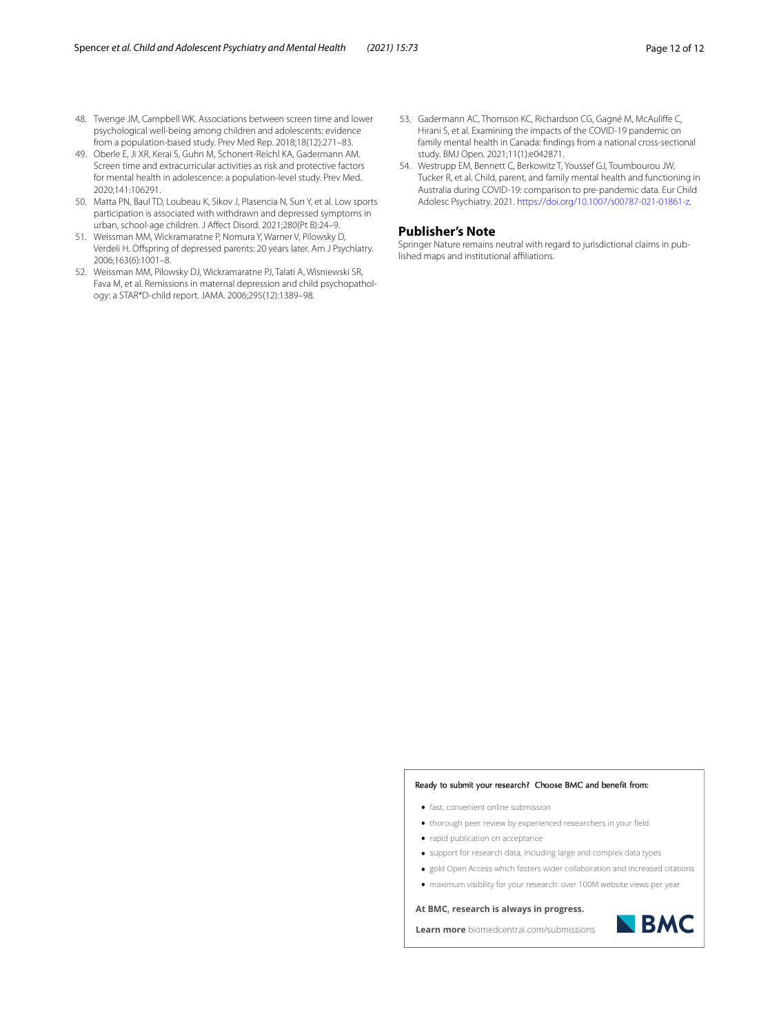48. Twenge JM, Campbell WK. Associations between screen time and lower psychological well-being among children and adolescents: evidence from a population-based study. Prev Med Rep. 2018;18(12):271–83.
49. Oberle E, Ji XR, Kerai S, Guhn M, Schonert-Reichl KA, Gadermann AM. Screen time and extracurricular activities as risk and protective factors for mental health in adolescence: a population-level study. Prev Med. 2020;141:106291.
50. Matta PN, Baul TD, Loubeau K, Sikov J, Plasencia N, Sun Y, et al. Low sports participation is associated with withdrawn and depressed symptoms in urban, school-age children. J Affect Disord. 2021;280(Pt B):24–9.
51. Weissman MM, Wickramaratne P, Nomura Y, Warner V, Pilowsky D, Verdeli H. Offspring of depressed parents: 20 years later. Am J Psychiatry. 2006;163(6):1001–8.
52. Weissman MM, Pilowsky DJ, Wickramaratne PJ, Talati A, Wisniewski SR, Fava M, et al. Remissions in maternal depression and child psychopathology: a STAR*D-child report. JAMA. 2006;295(12):1389–98.
53. Gadermann AC, Thomson KC, Richardson CG, Gagné M, McAuliffe C, Hirani S, et al. Examining the impacts of the COVID-19 pandemic on family mental health in Canada: findings from a national cross-sectional study. BMJ Open. 2021;11(1):e042871.
54. Westrupp EM, Bennett C, Berkowitz T, Youssef GJ, Toumbourou JW, Tucker R, et al. Child, parent, and family mental health and functioning in Australia during COVID-19: comparison to pre-pandemic data. Eur Child Adolesc Psychiatry. 2021. https://doi.org/10.1007/s00787-021-01861-z.

## Publisher's Note

Springer Nature remains neutral with regard to jurisdictional claims in published maps and institutional affiliations.

Ready to submit your research? Choose BMC and benefit from:

- fast, convenient online submission
- thorough peer review by experienced researchers in your field
- rapid publication on acceptance
- support for research data, including large and complex data types
- gold Open Access which fosters wider collaboration and increased citations
- maximum visibility for your research: over 100M website views per year

**At BMC, research is always in progress.**

**Learn more** biomedcentral.com/submissions

BMC